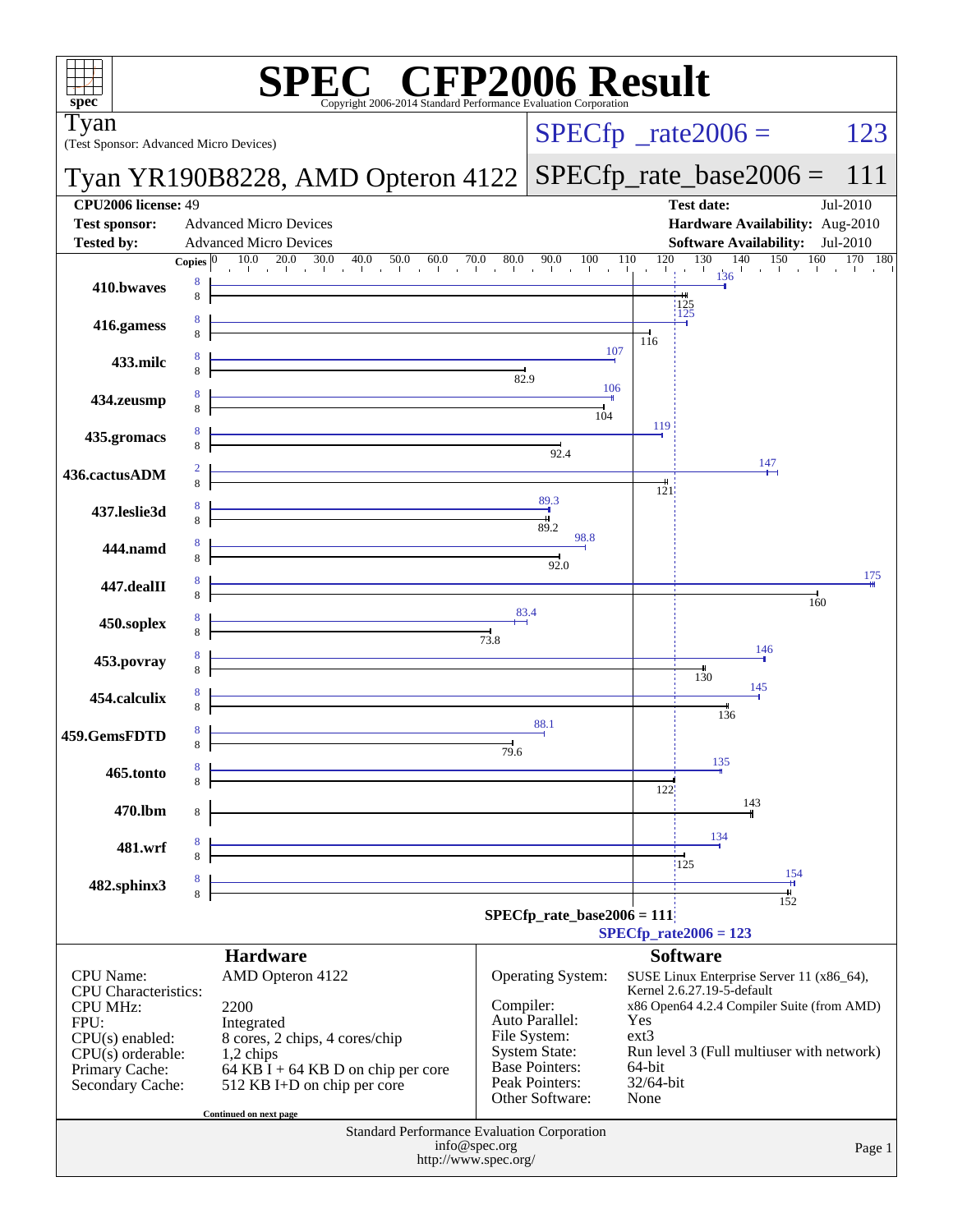# SPEC CFP2006 Result

Copyright 2006-2014 Standard Performance Evaluation Corporation

**Tyan**
(Test Sponsor: Advanced Micro Devices)

**Tyan YR190B8228, AMD Opteron 4122**

SPECfp_rate2006 = 123
SPECfp_rate_base2006 = 111

| | | | |
|---|---|---|---|
| **CPU2006 license:** 49 | | **Test date:** | Jul-2010 |
| **Test sponsor:** | Advanced Micro Devices | **Hardware Availability:** | Aug-2010 |
| **Tested by:** | Advanced Micro Devices | **Software Availability:** | Jul-2010 |

| Benchmark | Copies (peak) | Peak | Copies (base) | Base |
|---|---|---|---|---|
| 410.bwaves | 8 | 136 | 8 | 125 |
| 416.gamess | 8 | 125 | 8 | 116 |
| 433.milc | 8 | 107 | 8 | 82.9 |
| 434.zeusmp | 8 | 106 | 8 | 104 |
| 435.gromacs | 8 | 119 | 8 | 92.4 |
| 436.cactusADM | 2 | 147 | 8 | 121 |
| 437.leslie3d | 8 | 89.3 | 8 | 89.2 |
| 444.namd | 8 | 98.8 | 8 | 92.0 |
| 447.dealII | 8 | 175 | 8 | 160 |
| 450.soplex | 8 | 83.4 | 8 | 73.8 |
| 453.povray | 8 | 146 | 8 | 130 |
| 454.calculix | 8 | 145 | 8 | 136 |
| 459.GemsFDTD | 8 | 88.1 | 8 | 79.6 |
| 465.tonto | 8 | 135 | 8 | 122 |
| 470.lbm | | 143 | 8 | 143 |
| 481.wrf | 8 | 134 | 8 | 125 |
| 482.sphinx3 | 8 | 154 | 8 | 152 |

SPECfp_rate_base2006 = 111
SPECfp_rate2006 = 123

## Hardware

| | |
|---|---|
| CPU Name: | AMD Opteron 4122 |
| CPU Characteristics: | |
| CPU MHz: | 2200 |
| FPU: | Integrated |
| CPU(s) enabled: | 8 cores, 2 chips, 4 cores/chip |
| CPU(s) orderable: | 1,2 chips |
| Primary Cache: | 64 KB I + 64 KB D on chip per core |
| Secondary Cache: | 512 KB I+D on chip per core |

Continued on next page

## Software

| | |
|---|---|
| Operating System: | SUSE Linux Enterprise Server 11 (x86_64), Kernel 2.6.27.19-5-default |
| Compiler: | x86 Open64 4.2.4 Compiler Suite (from AMD) |
| Auto Parallel: | Yes |
| File System: | ext3 |
| System State: | Run level 3 (Full multiuser with network) |
| Base Pointers: | 64-bit |
| Peak Pointers: | 32/64-bit |
| Other Software: | None |

Standard Performance Evaluation Corporation
info@spec.org
http://www.spec.org/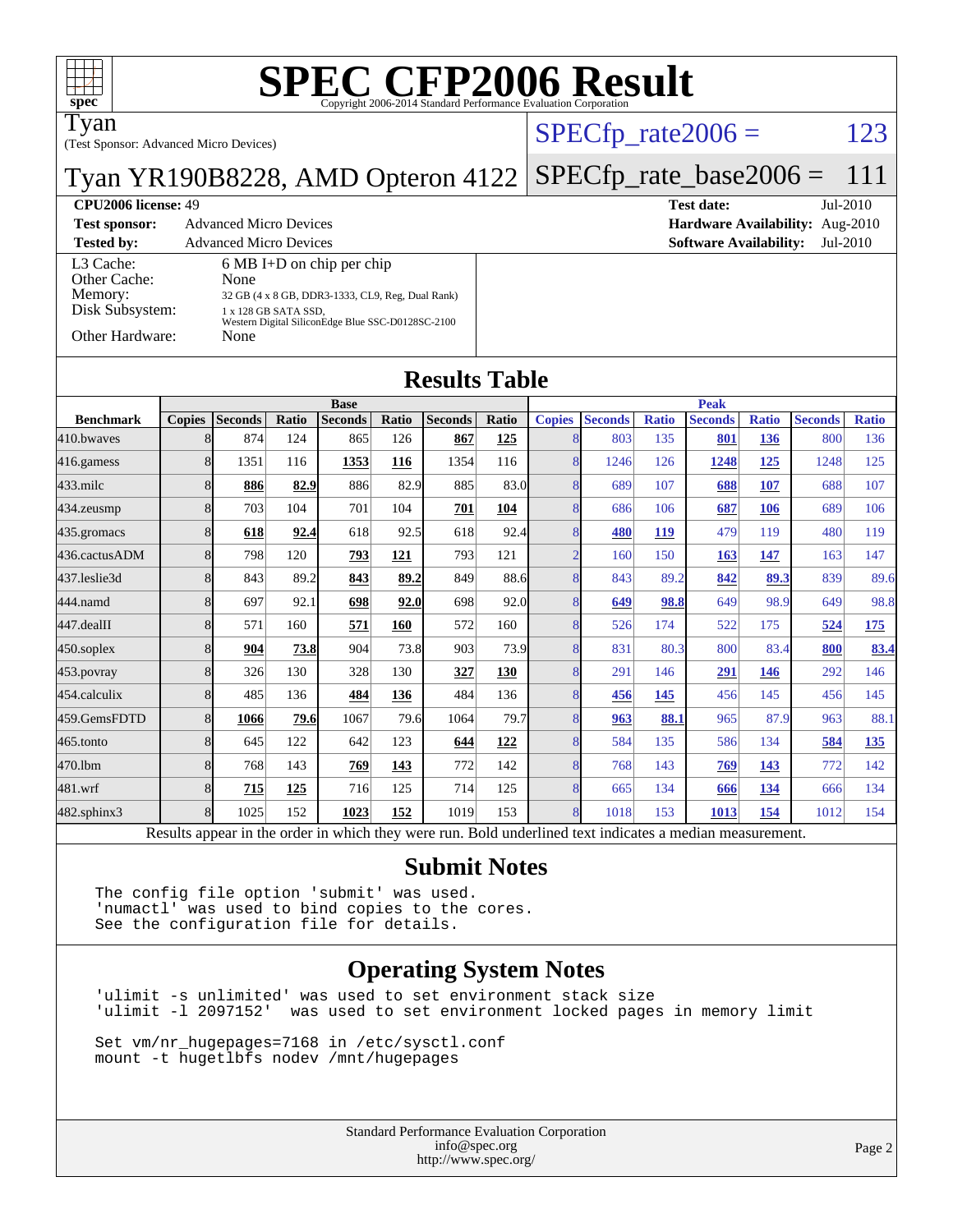# SPEC CFP2006 Result

Copyright 2006-2014 Standard Performance Evaluation Corporation

**Tyan**
(Test Sponsor: Advanced Micro Devices)

**Tyan YR190B8228, AMD Opteron 4122**

SPECfp_rate2006 = 123

SPECfp_rate_base2006 = 111

| | | | |
|---|---|---|---|
| **CPU2006 license:** 49 | | **Test date:** | Jul-2010 |
| **Test sponsor:** | Advanced Micro Devices | **Hardware Availability:** | Aug-2010 |
| **Tested by:** | Advanced Micro Devices | **Software Availability:** | Jul-2010 |

| | |
|---|---|
| L3 Cache: | 6 MB I+D on chip per chip |
| Other Cache: | None |
| Memory: | 32 GB (4 x 8 GB, DDR3-1333, CL9, Reg, Dual Rank) |
| Disk Subsystem: | 1 x 128 GB SATA SSD, Western Digital SiliconEdge Blue SSC-D0128SC-2100 |
| Other Hardware: | None |

## Results Table

| Benchmark | Base | | | | | | | Peak | | | | | | |
|---|---|---|---|---|---|---|---|---|---|---|---|---|---|---|
| | Copies | Seconds | Ratio | Seconds | Ratio | Seconds | Ratio | Copies | Seconds | Ratio | Seconds | Ratio | Seconds | Ratio |
| 410.bwaves | 8 | 874 | 124 | 865 | 126 | **867** | **125** | 8 | 803 | 135 | **801** | **136** | 800 | 136 |
| 416.gamess | 8 | 1351 | 116 | **1353** | **116** | 1354 | 116 | 8 | 1246 | 126 | **1248** | **125** | 1248 | 125 |
| 433.milc | 8 | **886** | **82.9** | 886 | 82.9 | 885 | 83.0 | 8 | 689 | 107 | **688** | **107** | 688 | 107 |
| 434.zeusmp | 8 | 703 | 104 | 701 | 104 | **701** | **104** | 8 | 686 | 106 | **687** | **106** | 689 | 106 |
| 435.gromacs | 8 | **618** | **92.4** | 618 | 92.5 | 618 | 92.4 | 8 | **480** | **119** | 479 | 119 | 480 | 119 |
| 436.cactusADM | 8 | 798 | 120 | **793** | **121** | 793 | 121 | 2 | 160 | 150 | **163** | **147** | 163 | 147 |
| 437.leslie3d | 8 | 843 | 89.2 | **843** | **89.2** | 849 | 88.6 | 8 | 843 | 89.2 | **842** | **89.3** | 839 | 89.6 |
| 444.namd | 8 | 697 | 92.1 | **698** | **92.0** | 698 | 92.0 | 8 | **649** | **98.8** | 649 | 98.9 | 649 | 98.8 |
| 447.dealII | 8 | 571 | 160 | **571** | **160** | 572 | 160 | 8 | 526 | 174 | 522 | 175 | **524** | **175** |
| 450.soplex | 8 | **904** | **73.8** | 904 | 73.8 | 903 | 73.9 | 8 | 831 | 80.3 | 800 | 83.4 | **800** | **83.4** |
| 453.povray | 8 | 326 | 130 | 328 | 130 | **327** | **130** | 8 | 291 | 146 | **291** | **146** | 292 | 146 |
| 454.calculix | 8 | 485 | 136 | **484** | **136** | 484 | 136 | 8 | **456** | **145** | 456 | 145 | 456 | 145 |
| 459.GemsFDTD | 8 | **1066** | **79.6** | 1067 | 79.6 | 1064 | 79.7 | 8 | **963** | **88.1** | 965 | 87.9 | 963 | 88.1 |
| 465.tonto | 8 | 645 | 122 | 642 | 123 | **644** | **122** | 8 | 584 | 135 | 586 | 134 | **584** | **135** |
| 470.lbm | 8 | 768 | 143 | **769** | **143** | 772 | 142 | 8 | 768 | 143 | **769** | **143** | 772 | 142 |
| 481.wrf | 8 | **715** | **125** | 716 | 125 | 714 | 125 | 8 | 665 | 134 | **666** | **134** | 666 | 134 |
| 482.sphinx3 | 8 | 1025 | 152 | **1023** | **152** | 1019 | 153 | 8 | 1018 | 153 | **1013** | **154** | 1012 | 154 |

Results appear in the order in which they were run. Bold underlined text indicates a median measurement.

## Submit Notes

```
The config file option 'submit' was used.
'numactl' was used to bind copies to the cores.
See the configuration file for details.
```

## Operating System Notes

```
'ulimit -s unlimited' was used to set environment stack size
'ulimit -l 2097152'  was used to set environment locked pages in memory limit

Set vm/nr_hugepages=7168 in /etc/sysctl.conf
mount -t hugetlbfs nodev /mnt/hugepages
```

Standard Performance Evaluation Corporation
info@spec.org
http://www.spec.org/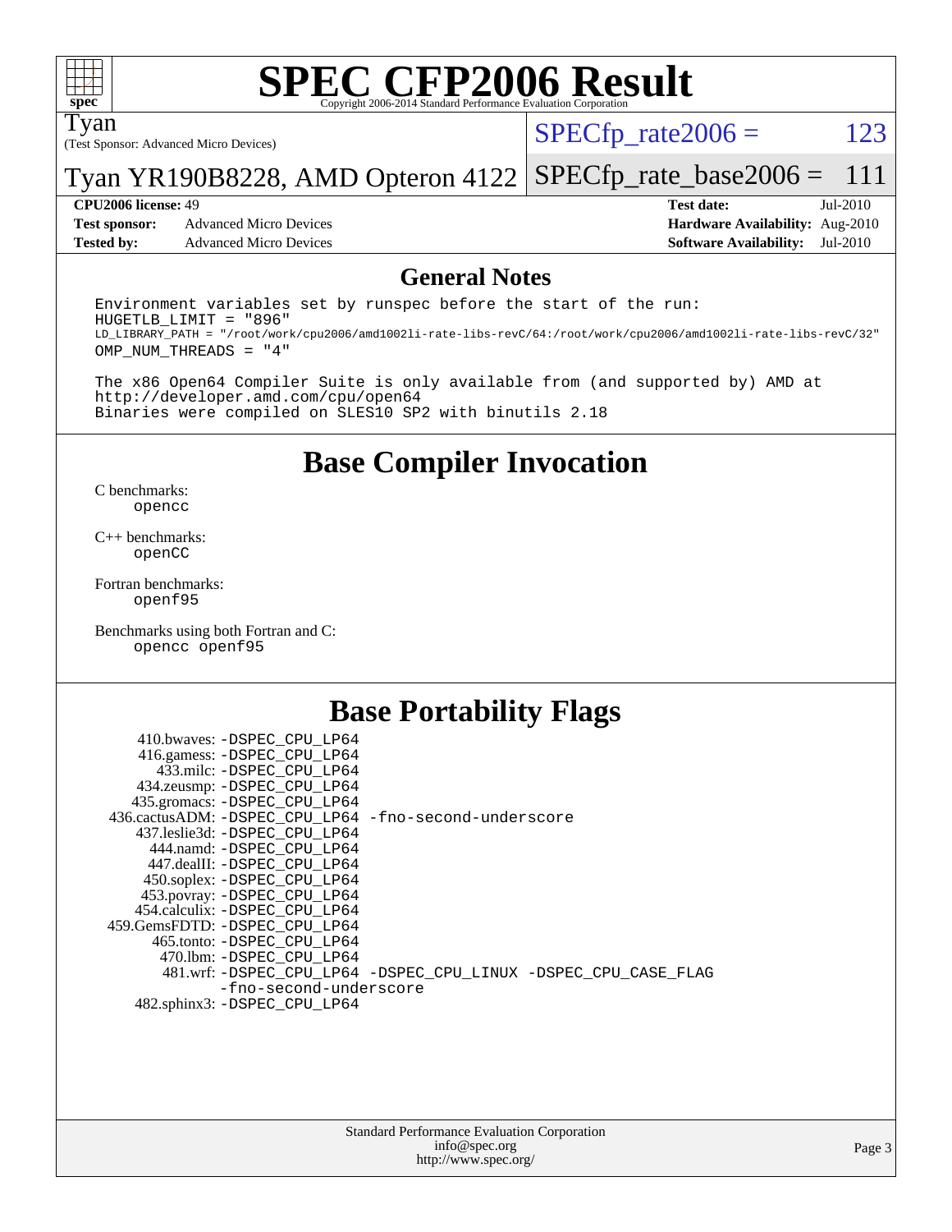# SPEC CFP2006 Result

Copyright 2006-2014 Standard Performance Evaluation Corporation

Tyan
(Test Sponsor: Advanced Micro Devices)

Tyan YR190B8228, AMD Opteron 4122

SPECfp_rate2006 = 123

SPECfp_rate_base2006 = 111

| | | | |
|---|---|---|---|
| **CPU2006 license:** | 49 | **Test date:** | Jul-2010 |
| **Test sponsor:** | Advanced Micro Devices | **Hardware Availability:** | Aug-2010 |
| **Tested by:** | Advanced Micro Devices | **Software Availability:** | Jul-2010 |

## General Notes

```
Environment variables set by runspec before the start of the run:
HUGETLB_LIMIT = "896"
LD_LIBRARY_PATH = "/root/work/cpu2006/amd1002li-rate-libs-revC/64:/root/work/cpu2006/amd1002li-rate-libs-revC/32"
OMP_NUM_THREADS = "4"

The x86 Open64 Compiler Suite is only available from (and supported by) AMD at
http://developer.amd.com/cpu/open64
Binaries were compiled on SLES10 SP2 with binutils 2.18
```

## Base Compiler Invocation

C benchmarks:
    opencc

C++ benchmarks:
    openCC

Fortran benchmarks:
    openf95

Benchmarks using both Fortran and C:
    opencc openf95

## Base Portability Flags

410.bwaves: -DSPEC_CPU_LP64
416.gamess: -DSPEC_CPU_LP64
433.milc: -DSPEC_CPU_LP64
434.zeusmp: -DSPEC_CPU_LP64
435.gromacs: -DSPEC_CPU_LP64
436.cactusADM: -DSPEC_CPU_LP64 -fno-second-underscore
437.leslie3d: -DSPEC_CPU_LP64
444.namd: -DSPEC_CPU_LP64
447.dealII: -DSPEC_CPU_LP64
450.soplex: -DSPEC_CPU_LP64
453.povray: -DSPEC_CPU_LP64
454.calculix: -DSPEC_CPU_LP64
459.GemsFDTD: -DSPEC_CPU_LP64
465.tonto: -DSPEC_CPU_LP64
470.lbm: -DSPEC_CPU_LP64
481.wrf: -DSPEC_CPU_LP64 -DSPEC_CPU_LINUX -DSPEC_CPU_CASE_FLAG -fno-second-underscore
482.sphinx3: -DSPEC_CPU_LP64

Standard Performance Evaluation Corporation
info@spec.org
http://www.spec.org/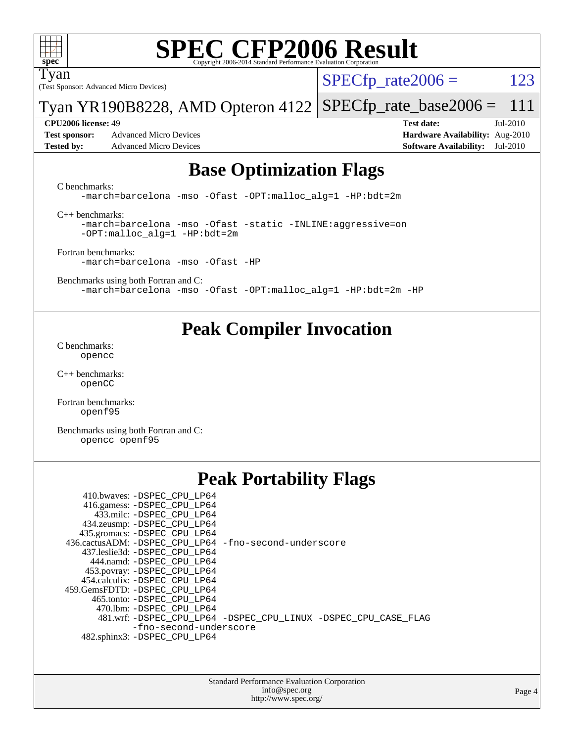# SPEC CFP2006 Result

Copyright 2006-2014 Standard Performance Evaluation Corporation

Tyan

(Test Sponsor: Advanced Micro Devices)

Tyan YR190B8228, AMD Opteron 4122

SPECfp_rate2006 = 123

SPECfp_rate_base2006 = 111

| | | | |
|---|---|---|---|
| **CPU2006 license:** 49 | | **Test date:** | Jul-2010 |
| **Test sponsor:** | Advanced Micro Devices | **Hardware Availability:** | Aug-2010 |
| **Tested by:** | Advanced Micro Devices | **Software Availability:** | Jul-2010 |

## Base Optimization Flags

C benchmarks:

```
-march=barcelona -mso -Ofast -OPT:malloc_alg=1 -HP:bdt=2m
```

C++ benchmarks:

```
-march=barcelona -mso -Ofast -static -INLINE:aggressive=on
-OPT:malloc_alg=1 -HP:bdt=2m
```

Fortran benchmarks:

```
-march=barcelona -mso -Ofast -HP
```

Benchmarks using both Fortran and C:

```
-march=barcelona -mso -Ofast -OPT:malloc_alg=1 -HP:bdt=2m -HP
```

## Peak Compiler Invocation

C benchmarks:

```
opencc
```

C++ benchmarks:

```
openCC
```

Fortran benchmarks:

```
openf95
```

Benchmarks using both Fortran and C:

```
opencc openf95
```

## Peak Portability Flags

- 410.bwaves: -DSPEC_CPU_LP64
- 416.gamess: -DSPEC_CPU_LP64
- 433.milc: -DSPEC_CPU_LP64
- 434.zeusmp: -DSPEC_CPU_LP64
- 435.gromacs: -DSPEC_CPU_LP64
- 436.cactusADM: -DSPEC_CPU_LP64 -fno-second-underscore
- 437.leslie3d: -DSPEC_CPU_LP64
- 444.namd: -DSPEC_CPU_LP64
- 453.povray: -DSPEC_CPU_LP64
- 454.calculix: -DSPEC_CPU_LP64
- 459.GemsFDTD: -DSPEC_CPU_LP64
- 465.tonto: -DSPEC_CPU_LP64
- 470.lbm: -DSPEC_CPU_LP64
- 481.wrf: -DSPEC_CPU_LP64 -DSPEC_CPU_LINUX -DSPEC_CPU_CASE_FLAG -fno-second-underscore
- 482.sphinx3: -DSPEC_CPU_LP64

Standard Performance Evaluation Corporation
info@spec.org
http://www.spec.org/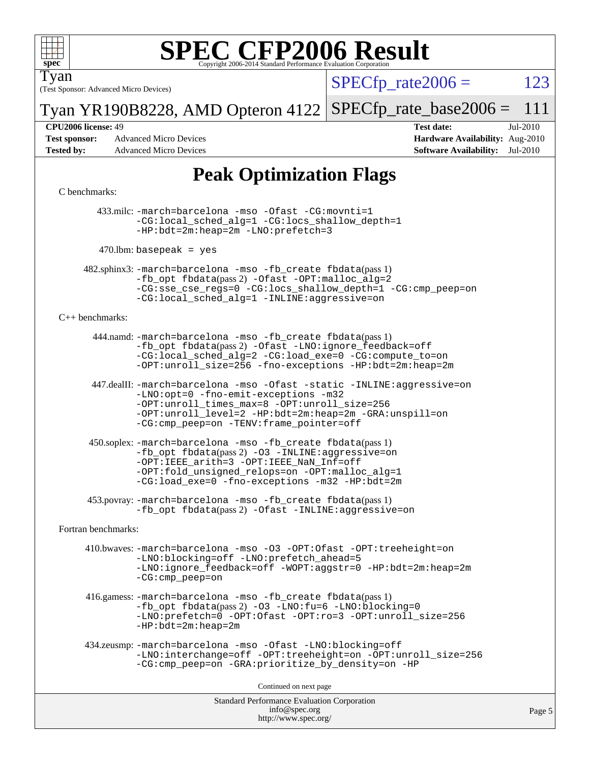# SPEC CFP2006 Result

Copyright 2006-2014 Standard Performance Evaluation Corporation

Tyan
(Test Sponsor: Advanced Micro Devices)

Tyan YR190B8228, AMD Opteron 4122

SPECfp_rate2006 = 123

SPECfp_rate_base2006 = 111

| | | | |
|---|---|---|---|
| **CPU2006 license:** | 49 | **Test date:** | Jul-2010 |
| **Test sponsor:** | Advanced Micro Devices | **Hardware Availability:** | Aug-2010 |
| **Tested by:** | Advanced Micro Devices | **Software Availability:** | Jul-2010 |

## Peak Optimization Flags

C benchmarks:

433.milc: -march=barcelona -mso -Ofast -CG:movnti=1 -CG:local_sched_alg=1 -CG:locs_shallow_depth=1 -HP:bdt=2m:heap=2m -LNO:prefetch=3

470.lbm: basepeak = yes

482.sphinx3: -march=barcelona -mso -fb_create fbdata(pass 1) -fb_opt fbdata(pass 2) -Ofast -OPT:malloc_alg=2 -CG:sse_cse_regs=0 -CG:locs_shallow_depth=1 -CG:cmp_peep=on -CG:local_sched_alg=1 -INLINE:aggressive=on

C++ benchmarks:

444.namd: -march=barcelona -mso -fb_create fbdata(pass 1) -fb_opt fbdata(pass 2) -Ofast -LNO:ignore_feedback=off -CG:local_sched_alg=2 -CG:load_exe=0 -CG:compute_to=on -OPT:unroll_size=256 -fno-exceptions -HP:bdt=2m:heap=2m

447.dealII: -march=barcelona -mso -Ofast -static -INLINE:aggressive=on -LNO:opt=0 -fno-emit-exceptions -m32 -OPT:unroll_times_max=8 -OPT:unroll_size=256 -OPT:unroll_level=2 -HP:bdt=2m:heap=2m -GRA:unspill=on -CG:cmp_peep=on -TENV:frame_pointer=off

450.soplex: -march=barcelona -mso -fb_create fbdata(pass 1) -fb_opt fbdata(pass 2) -O3 -INLINE:aggressive=on -OPT:IEEE_arith=3 -OPT:IEEE_NaN_Inf=off -OPT:fold_unsigned_relops=on -OPT:malloc_alg=1 -CG:load_exe=0 -fno-exceptions -m32 -HP:bdt=2m

453.povray: -march=barcelona -mso -fb_create fbdata(pass 1) -fb_opt fbdata(pass 2) -Ofast -INLINE:aggressive=on

Fortran benchmarks:

410.bwaves: -march=barcelona -mso -O3 -OPT:Ofast -OPT:treeheight=on -LNO:blocking=off -LNO:prefetch_ahead=5 -LNO:ignore_feedback=off -WOPT:aggstr=0 -HP:bdt=2m:heap=2m -CG:cmp_peep=on

416.gamess: -march=barcelona -mso -fb_create fbdata(pass 1) -fb_opt fbdata(pass 2) -O3 -LNO:fu=6 -LNO:blocking=0 -LNO:prefetch=0 -OPT:Ofast -OPT:ro=3 -OPT:unroll_size=256 -HP:bdt=2m:heap=2m

434.zeusmp: -march=barcelona -mso -Ofast -LNO:blocking=off -LNO:interchange=off -OPT:treeheight=on -OPT:unroll_size=256 -CG:cmp_peep=on -GRA:prioritize_by_density=on -HP

Continued on next page

Standard Performance Evaluation Corporation
info@spec.org
http://www.spec.org/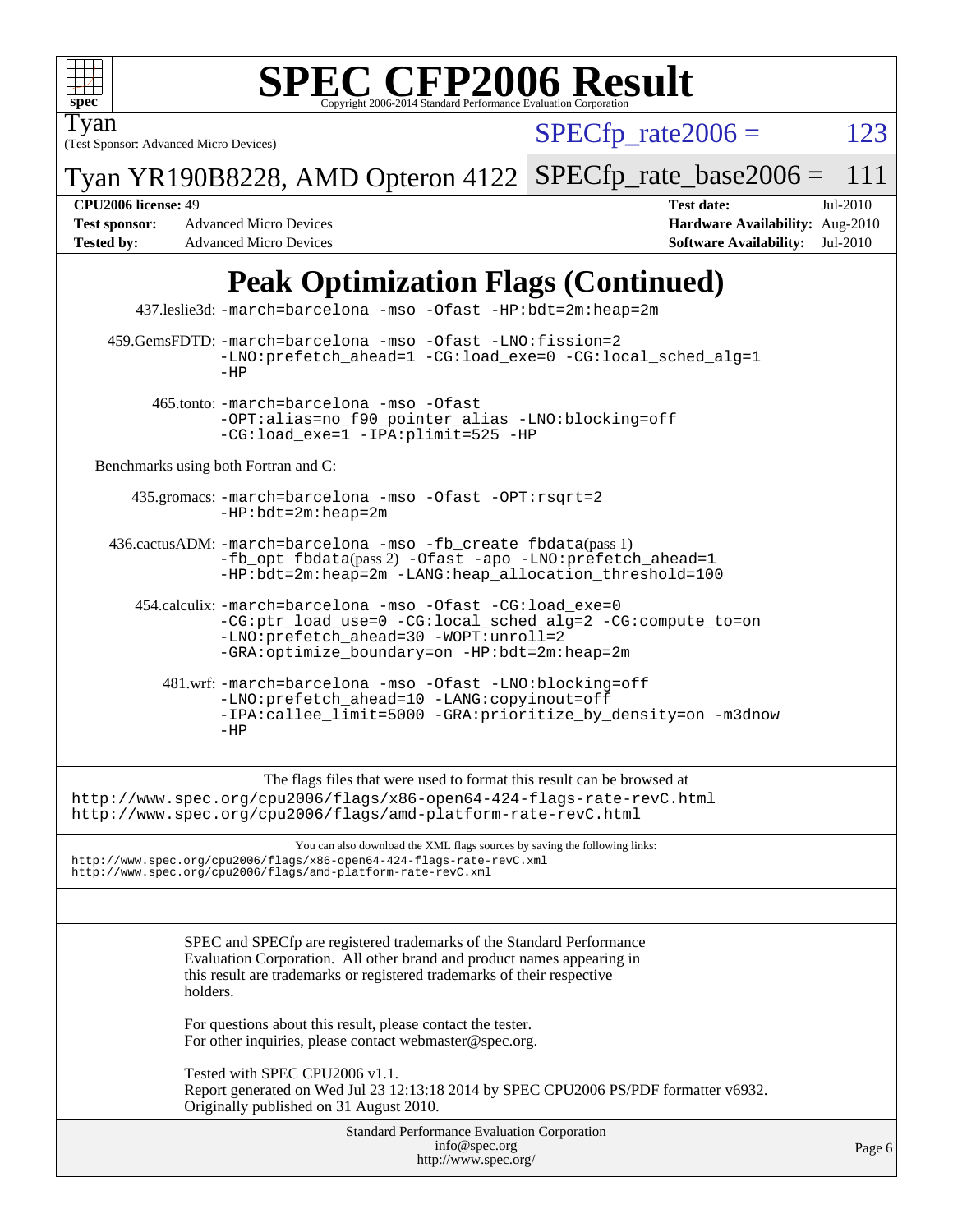# Peak Optimization Flags (Continued)

437.leslie3d: -march=barcelona -mso -Ofast -HP:bdt=2m:heap=2m

459.GemsFDTD: -march=barcelona -mso -Ofast -LNO:fission=2 -LNO:prefetch_ahead=1 -CG:load_exe=0 -CG:local_sched_alg=1 -HP

465.tonto: -march=barcelona -mso -Ofast -OPT:alias=no_f90_pointer_alias -LNO:blocking=off -CG:load_exe=1 -IPA:plimit=525 -HP

Benchmarks using both Fortran and C:

435.gromacs: -march=barcelona -mso -Ofast -OPT:rsqrt=2 -HP:bdt=2m:heap=2m

436.cactusADM: -march=barcelona -mso -fb_create fbdata(pass 1) -fb_opt fbdata(pass 2) -Ofast -apo -LNO:prefetch_ahead=1 -HP:bdt=2m:heap=2m -LANG:heap_allocation_threshold=100

454.calculix: -march=barcelona -mso -Ofast -CG:load_exe=0 -CG:ptr_load_use=0 -CG:local_sched_alg=2 -CG:compute_to=on -LNO:prefetch_ahead=30 -WOPT:unroll=2 -GRA:optimize_boundary=on -HP:bdt=2m:heap=2m

481.wrf: -march=barcelona -mso -Ofast -LNO:blocking=off -LNO:prefetch_ahead=10 -LANG:copyinout=off -IPA:callee_limit=5000 -GRA:prioritize_by_density=on -m3dnow -HP

The flags files that were used to format this result can be browsed at
http://www.spec.org/cpu2006/flags/x86-open64-424-flags-rate-revC.html
http://www.spec.org/cpu2006/flags/amd-platform-rate-revC.html

You can also download the XML flags sources by saving the following links:
http://www.spec.org/cpu2006/flags/x86-open64-424-flags-rate-revC.xml
http://www.spec.org/cpu2006/flags/amd-platform-rate-revC.xml

SPEC and SPECfp are registered trademarks of the Standard Performance Evaluation Corporation. All other brand and product names appearing in this result are trademarks or registered trademarks of their respective holders.

For questions about this result, please contact the tester.
For other inquiries, please contact webmaster@spec.org.

Tested with SPEC CPU2006 v1.1.
Report generated on Wed Jul 23 12:13:18 2014 by SPEC CPU2006 PS/PDF formatter v6932.
Originally published on 31 August 2010.